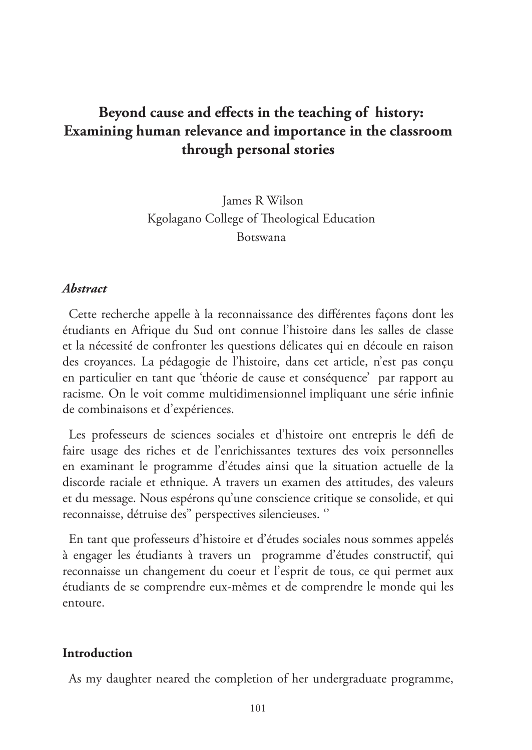# Beyond cause and effects in the teaching of history: Examining human relevance and importance in the classroom through personal stories

James R Wilson
Kgolagano College of Theological Education
Botswana

### *Abstract*

Cette recherche appelle à la reconnaissance des différentes façons dont les étudiants en Afrique du Sud ont connue l'histoire dans les salles de classe et la nécessité de confronter les questions délicates qui en découle en raison des croyances. La pédagogie de l'histoire, dans cet article, n'est pas conçu en particulier en tant que 'théorie de cause et conséquence' par rapport au racisme. On le voit comme multidimensionnel impliquant une série infinie de combinaisons et d'expériences.

Les professeurs de sciences sociales et d'histoire ont entrepris le défi de faire usage des riches et de l'enrichissantes textures des voix personnelles en examinant le programme d'études ainsi que la situation actuelle de la discorde raciale et ethnique. A travers un examen des attitudes, des valeurs et du message. Nous espérons qu'une conscience critique se consolide, et qui reconnaisse, détruise des" perspectives silencieuses. ''

En tant que professeurs d'histoire et d'études sociales nous sommes appelés à engager les étudiants à travers un programme d'études constructif, qui reconnaisse un changement du coeur et l'esprit de tous, ce qui permet aux étudiants de se comprendre eux-mêmes et de comprendre le monde qui les entoure.

### Introduction

As my daughter neared the completion of her undergraduate programme,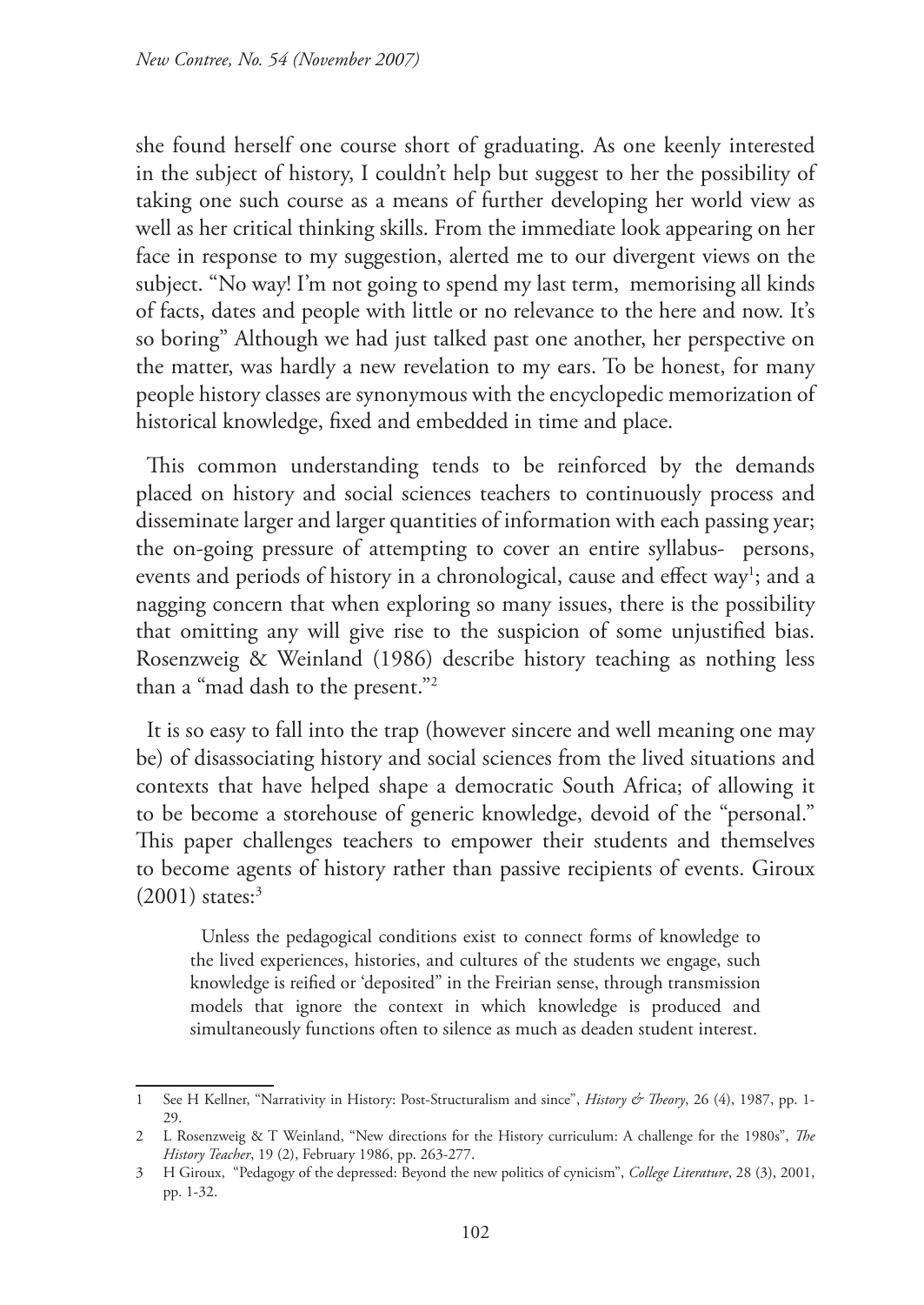she found herself one course short of graduating. As one keenly interested in the subject of history, I couldn't help but suggest to her the possibility of taking one such course as a means of further developing her world view as well as her critical thinking skills. From the immediate look appearing on her face in response to my suggestion, alerted me to our divergent views on the subject. "No way! I'm not going to spend my last term, memorising all kinds of facts, dates and people with little or no relevance to the here and now. It's so boring" Although we had just talked past one another, her perspective on the matter, was hardly a new revelation to my ears. To be honest, for many people history classes are synonymous with the encyclopedic memorization of historical knowledge, fixed and embedded in time and place.

This common understanding tends to be reinforced by the demands placed on history and social sciences teachers to continuously process and disseminate larger and larger quantities of information with each passing year; the on-going pressure of attempting to cover an entire syllabus- persons, events and periods of history in a chronological, cause and effect way[1]; and a nagging concern that when exploring so many issues, there is the possibility that omitting any will give rise to the suspicion of some unjustified bias. Rosenzweig & Weinland (1986) describe history teaching as nothing less than a "mad dash to the present."[2]

It is so easy to fall into the trap (however sincere and well meaning one may be) of disassociating history and social sciences from the lived situations and contexts that have helped shape a democratic South Africa; of allowing it to be become a storehouse of generic knowledge, devoid of the "personal." This paper challenges teachers to empower their students and themselves to become agents of history rather than passive recipients of events. Giroux (2001) states:[3]

> Unless the pedagogical conditions exist to connect forms of knowledge to the lived experiences, histories, and cultures of the students we engage, such knowledge is reified or 'deposited" in the Freirian sense, through transmission models that ignore the context in which knowledge is produced and simultaneously functions often to silence as much as deaden student interest.

---

1 See H Kellner, "Narrativity in History: Post-Structuralism and since", *History & Theory*, 26 (4), 1987, pp. 1-29.

2 L Rosenzweig & T Weinland, "New directions for the History curriculum: A challenge for the 1980s", *The History Teacher*, 19 (2), February 1986, pp. 263-277.

3 H Giroux, "Pedagogy of the depressed: Beyond the new politics of cynicism", *College Literature*, 28 (3), 2001, pp. 1-32.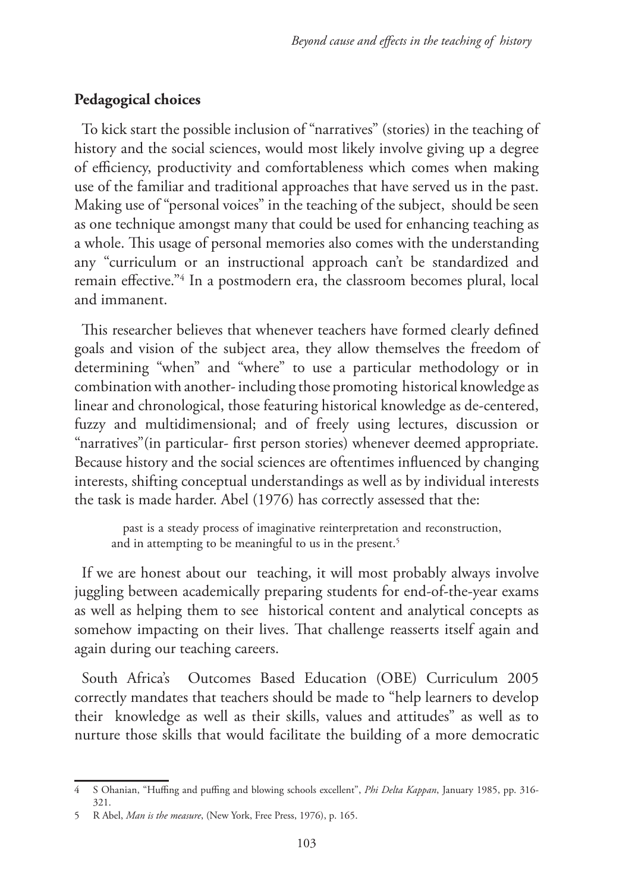## Pedagogical choices

To kick start the possible inclusion of "narratives" (stories) in the teaching of history and the social sciences, would most likely involve giving up a degree of efficiency, productivity and comfortableness which comes when making use of the familiar and traditional approaches that have served us in the past. Making use of "personal voices" in the teaching of the subject, should be seen as one technique amongst many that could be used for enhancing teaching as a whole. This usage of personal memories also comes with the understanding any "curriculum or an instructional approach can't be standardized and remain effective."[4] In a postmodern era, the classroom becomes plural, local and immanent.

This researcher believes that whenever teachers have formed clearly defined goals and vision of the subject area, they allow themselves the freedom of determining "when" and "where" to use a particular methodology or in combination with another- including those promoting historical knowledge as linear and chronological, those featuring historical knowledge as de-centered, fuzzy and multidimensional; and of freely using lectures, discussion or "narratives"(in particular- first person stories) whenever deemed appropriate. Because history and the social sciences are oftentimes influenced by changing interests, shifting conceptual understandings as well as by individual interests the task is made harder. Abel (1976) has correctly assessed that the:

> past is a steady process of imaginative reinterpretation and reconstruction, and in attempting to be meaningful to us in the present.[5]

If we are honest about our teaching, it will most probably always involve juggling between academically preparing students for end-of-the-year exams as well as helping them to see historical content and analytical concepts as somehow impacting on their lives. That challenge reasserts itself again and again during our teaching careers.

South Africa's Outcomes Based Education (OBE) Curriculum 2005 correctly mandates that teachers should be made to "help learners to develop their knowledge as well as their skills, values and attitudes" as well as to nurture those skills that would facilitate the building of a more democratic

---

4 S Ohanian, "Huffing and puffing and blowing schools excellent", *Phi Delta Kappan*, January 1985, pp. 316-321.

5 R Abel, *Man is the measure*, (New York, Free Press, 1976), p. 165.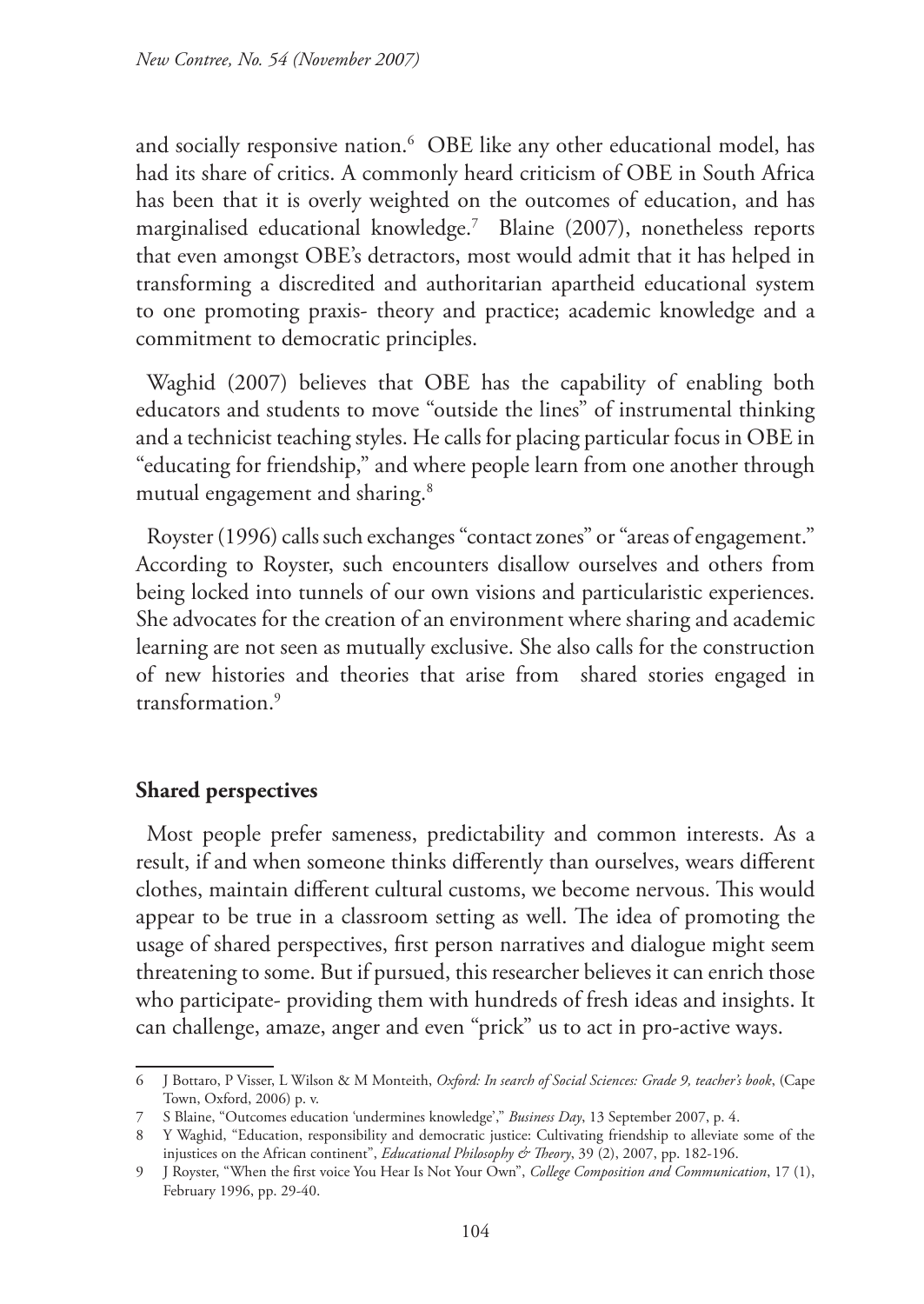and socially responsive nation.[6] OBE like any other educational model, has had its share of critics. A commonly heard criticism of OBE in South Africa has been that it is overly weighted on the outcomes of education, and has marginalised educational knowledge.[7] Blaine (2007), nonetheless reports that even amongst OBE's detractors, most would admit that it has helped in transforming a discredited and authoritarian apartheid educational system to one promoting praxis- theory and practice; academic knowledge and a commitment to democratic principles.

Waghid (2007) believes that OBE has the capability of enabling both educators and students to move "outside the lines" of instrumental thinking and a technicist teaching styles. He calls for placing particular focus in OBE in "educating for friendship," and where people learn from one another through mutual engagement and sharing.[8]

Royster (1996) calls such exchanges "contact zones" or "areas of engagement." According to Royster, such encounters disallow ourselves and others from being locked into tunnels of our own visions and particularistic experiences. She advocates for the creation of an environment where sharing and academic learning are not seen as mutually exclusive. She also calls for the construction of new histories and theories that arise from shared stories engaged in transformation.[9]

## Shared perspectives

Most people prefer sameness, predictability and common interests. As a result, if and when someone thinks differently than ourselves, wears different clothes, maintain different cultural customs, we become nervous. This would appear to be true in a classroom setting as well. The idea of promoting the usage of shared perspectives, first person narratives and dialogue might seem threatening to some. But if pursued, this researcher believes it can enrich those who participate- providing them with hundreds of fresh ideas and insights. It can challenge, amaze, anger and even "prick" us to act in pro-active ways.

---

6 J Bottaro, P Visser, L Wilson & M Monteith, *Oxford: In search of Social Sciences: Grade 9, teacher's book*, (Cape Town, Oxford, 2006) p. v.

7 S Blaine, "Outcomes education 'undermines knowledge'," *Business Day*, 13 September 2007, p. 4.

8 Y Waghid, "Education, responsibility and democratic justice: Cultivating friendship to alleviate some of the injustices on the African continent", *Educational Philosophy & Theory*, 39 (2), 2007, pp. 182-196.

9 J Royster, "When the first voice You Hear Is Not Your Own", *College Composition and Communication*, 17 (1), February 1996, pp. 29-40.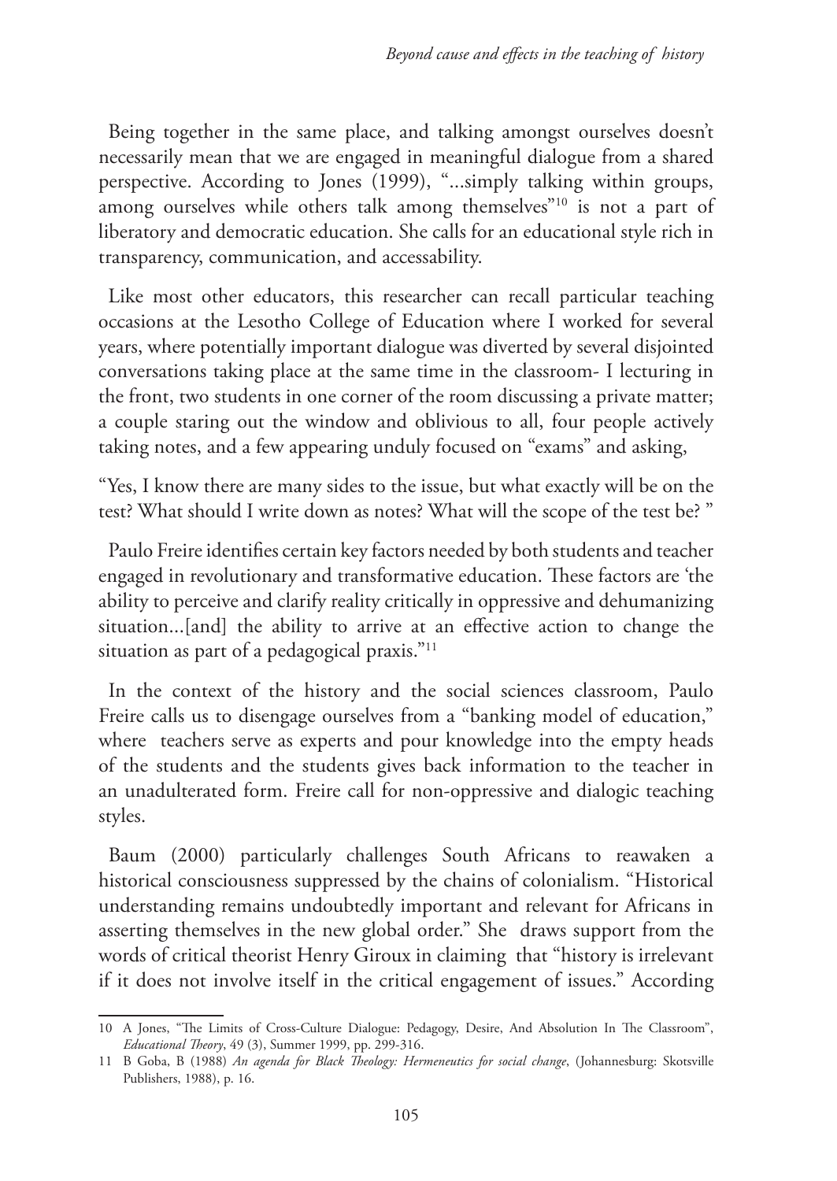Being together in the same place, and talking amongst ourselves doesn't necessarily mean that we are engaged in meaningful dialogue from a shared perspective. According to Jones (1999), "...simply talking within groups, among ourselves while others talk among themselves"[10] is not a part of liberatory and democratic education. She calls for an educational style rich in transparency, communication, and accessability.

Like most other educators, this researcher can recall particular teaching occasions at the Lesotho College of Education where I worked for several years, where potentially important dialogue was diverted by several disjointed conversations taking place at the same time in the classroom- I lecturing in the front, two students in one corner of the room discussing a private matter; a couple staring out the window and oblivious to all, four people actively taking notes, and a few appearing unduly focused on "exams" and asking,

"Yes, I know there are many sides to the issue, but what exactly will be on the test? What should I write down as notes? What will the scope of the test be? "

Paulo Freire identifies certain key factors needed by both students and teacher engaged in revolutionary and transformative education. These factors are 'the ability to perceive and clarify reality critically in oppressive and dehumanizing situation...[and] the ability to arrive at an effective action to change the situation as part of a pedagogical praxis."[11]

In the context of the history and the social sciences classroom, Paulo Freire calls us to disengage ourselves from a "banking model of education," where teachers serve as experts and pour knowledge into the empty heads of the students and the students gives back information to the teacher in an unadulterated form. Freire call for non-oppressive and dialogic teaching styles.

Baum (2000) particularly challenges South Africans to reawaken a historical consciousness suppressed by the chains of colonialism. "Historical understanding remains undoubtedly important and relevant for Africans in asserting themselves in the new global order." She draws support from the words of critical theorist Henry Giroux in claiming that "history is irrelevant if it does not involve itself in the critical engagement of issues." According

---

10 A Jones, "The Limits of Cross-Culture Dialogue: Pedagogy, Desire, And Absolution In The Classroom", *Educational Theory*, 49 (3), Summer 1999, pp. 299-316.

11 B Goba, B (1988) *An agenda for Black Theology: Hermeneutics for social change*, (Johannesburg: Skotsville Publishers, 1988), p. 16.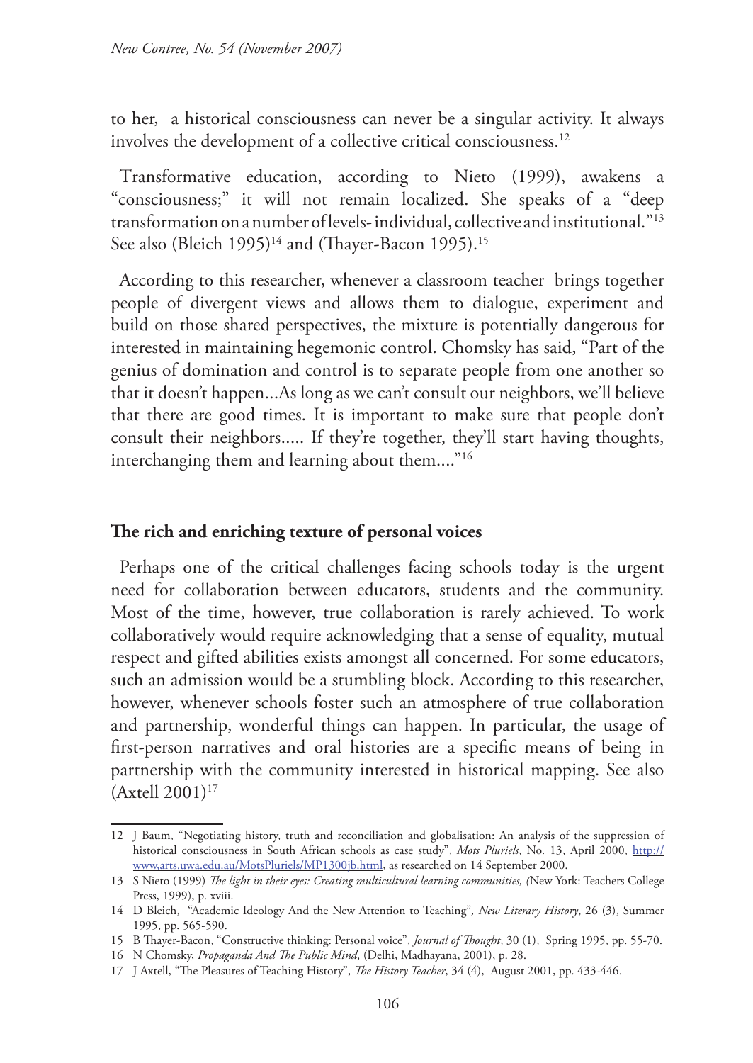to her, a historical consciousness can never be a singular activity. It always involves the development of a collective critical consciousness.[12]

Transformative education, according to Nieto (1999), awakens a "consciousness;" it will not remain localized. She speaks of a "deep transformation on a number of levels- individual, collective and institutional."[13] See also (Bleich 1995)[14] and (Thayer-Bacon 1995).[15]

According to this researcher, whenever a classroom teacher brings together people of divergent views and allows them to dialogue, experiment and build on those shared perspectives, the mixture is potentially dangerous for interested in maintaining hegemonic control. Chomsky has said, "Part of the genius of domination and control is to separate people from one another so that it doesn't happen...As long as we can't consult our neighbors, we'll believe that there are good times. It is important to make sure that people don't consult their neighbors..... If they're together, they'll start having thoughts, interchanging them and learning about them...."[16]

## The rich and enriching texture of personal voices

Perhaps one of the critical challenges facing schools today is the urgent need for collaboration between educators, students and the community. Most of the time, however, true collaboration is rarely achieved. To work collaboratively would require acknowledging that a sense of equality, mutual respect and gifted abilities exists amongst all concerned. For some educators, such an admission would be a stumbling block. According to this researcher, however, whenever schools foster such an atmosphere of true collaboration and partnership, wonderful things can happen. In particular, the usage of first-person narratives and oral histories are a specific means of being in partnership with the community interested in historical mapping. See also (Axtell 2001)[17]

---

12 J Baum, "Negotiating history, truth and reconciliation and globalisation: An analysis of the suppression of historical consciousness in South African schools as case study", *Mots Pluriels*, No. 13, April 2000, http://www,arts.uwa.edu.au/MotsPluriels/MP1300jb.html, as researched on 14 September 2000.

13 S Nieto (1999) *The light in their eyes: Creating multicultural learning communities, (*New York: Teachers College Press, 1999), p. xviii.

14 D Bleich, "Academic Ideology And the New Attention to Teaching", *New Literary History*, 26 (3), Summer 1995, pp. 565-590.

15 B Thayer-Bacon, "Constructive thinking: Personal voice", *Journal of Thought*, 30 (1), Spring 1995, pp. 55-70.

16 N Chomsky, *Propaganda And The Public Mind*, (Delhi, Madhayana, 2001), p. 28.

17 J Axtell, "The Pleasures of Teaching History", *The History Teacher*, 34 (4), August 2001, pp. 433-446.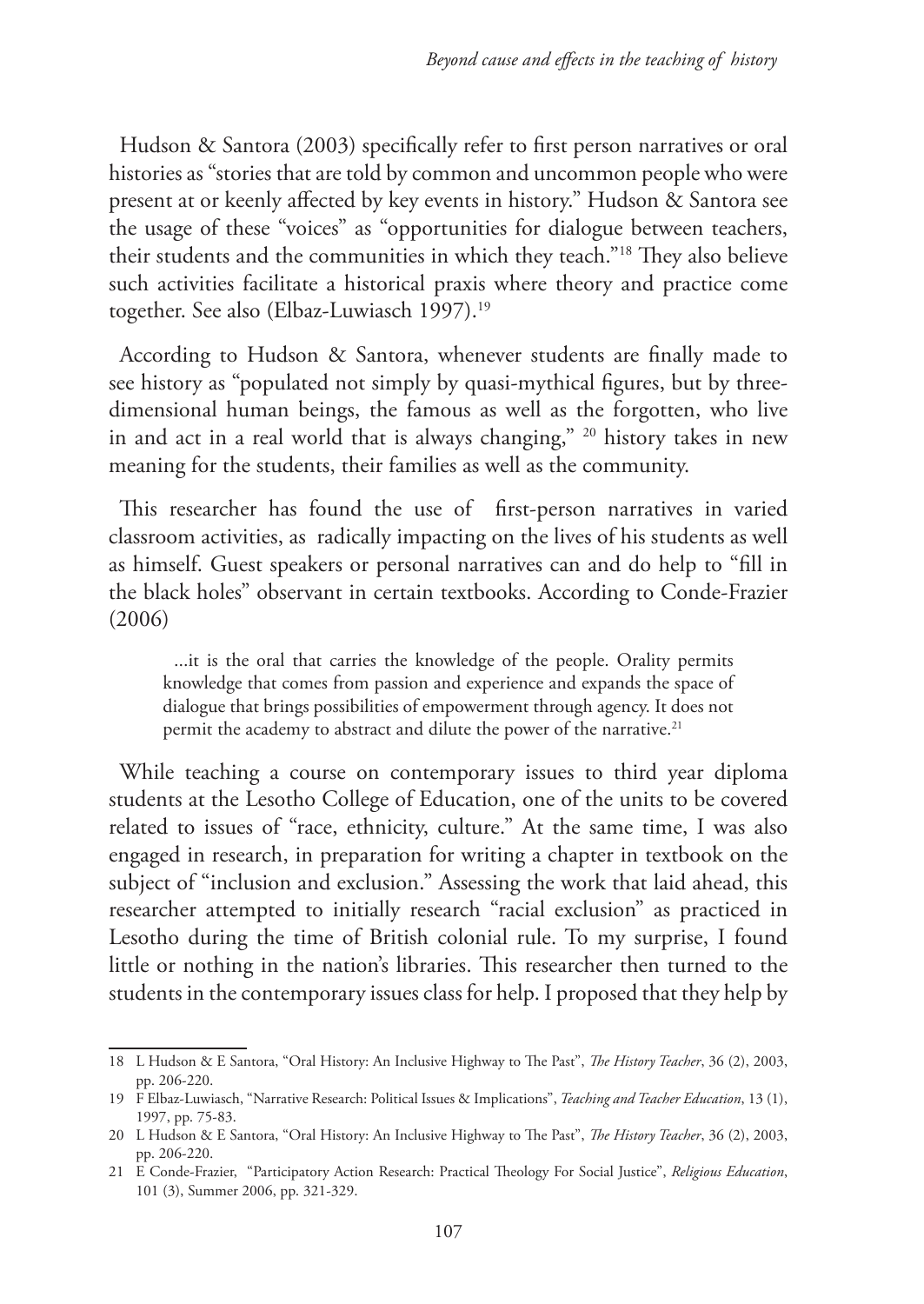Hudson & Santora (2003) specifically refer to first person narratives or oral histories as "stories that are told by common and uncommon people who were present at or keenly affected by key events in history." Hudson & Santora see the usage of these "voices" as "opportunities for dialogue between teachers, their students and the communities in which they teach."[18] They also believe such activities facilitate a historical praxis where theory and practice come together. See also (Elbaz-Luwiasch 1997).[19]

According to Hudson & Santora, whenever students are finally made to see history as "populated not simply by quasi-mythical figures, but by three-dimensional human beings, the famous as well as the forgotten, who live in and act in a real world that is always changing," [20] history takes in new meaning for the students, their families as well as the community.

This researcher has found the use of first-person narratives in varied classroom activities, as radically impacting on the lives of his students as well as himself. Guest speakers or personal narratives can and do help to "fill in the black holes" observant in certain textbooks. According to Conde-Frazier (2006)

> ...it is the oral that carries the knowledge of the people. Orality permits knowledge that comes from passion and experience and expands the space of dialogue that brings possibilities of empowerment through agency. It does not permit the academy to abstract and dilute the power of the narrative.[21]

While teaching a course on contemporary issues to third year diploma students at the Lesotho College of Education, one of the units to be covered related to issues of "race, ethnicity, culture." At the same time, I was also engaged in research, in preparation for writing a chapter in textbook on the subject of "inclusion and exclusion." Assessing the work that laid ahead, this researcher attempted to initially research "racial exclusion" as practiced in Lesotho during the time of British colonial rule. To my surprise, I found little or nothing in the nation's libraries. This researcher then turned to the students in the contemporary issues class for help. I proposed that they help by

---

18 L Hudson & E Santora, "Oral History: An Inclusive Highway to The Past", *The History Teacher*, 36 (2), 2003, pp. 206-220.

19 F Elbaz-Luwiasch, "Narrative Research: Political Issues & Implications", *Teaching and Teacher Education*, 13 (1), 1997, pp. 75-83.

20 L Hudson & E Santora, "Oral History: An Inclusive Highway to The Past", *The History Teacher*, 36 (2), 2003, pp. 206-220.

21 E Conde-Frazier, "Participatory Action Research: Practical Theology For Social Justice", *Religious Education*, 101 (3), Summer 2006, pp. 321-329.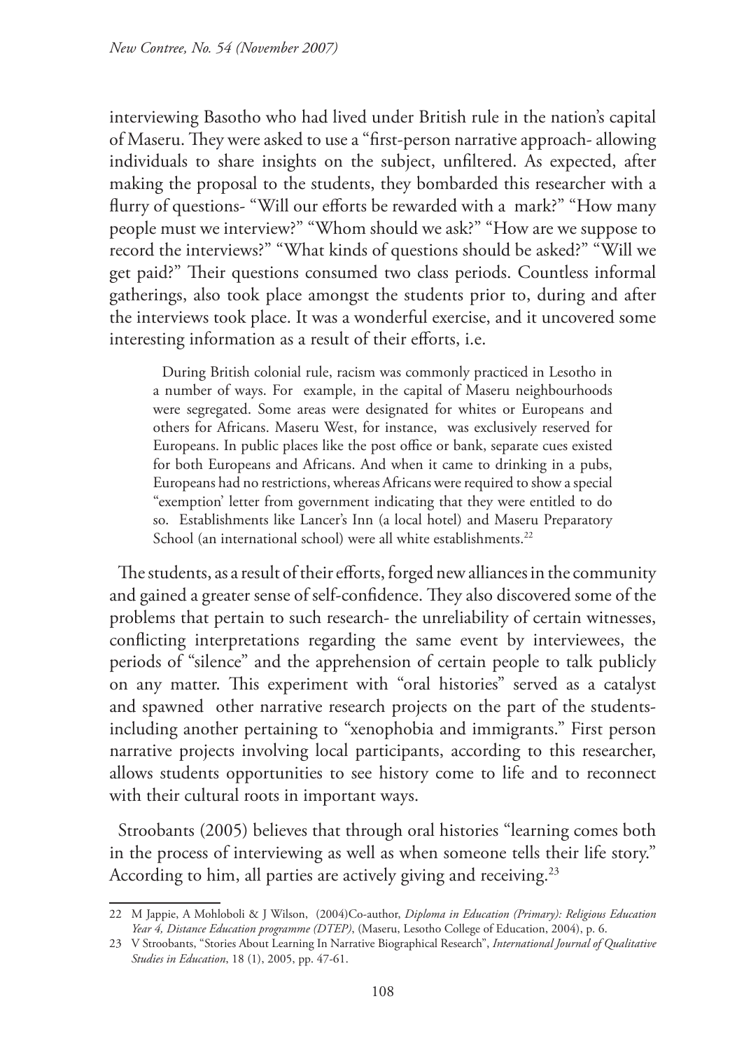interviewing Basotho who had lived under British rule in the nation's capital of Maseru. They were asked to use a "first-person narrative approach- allowing individuals to share insights on the subject, unfiltered. As expected, after making the proposal to the students, they bombarded this researcher with a flurry of questions- "Will our efforts be rewarded with a mark?" "How many people must we interview?" "Whom should we ask?" "How are we suppose to record the interviews?" "What kinds of questions should be asked?" "Will we get paid?" Their questions consumed two class periods. Countless informal gatherings, also took place amongst the students prior to, during and after the interviews took place. It was a wonderful exercise, and it uncovered some interesting information as a result of their efforts, i.e.

> During British colonial rule, racism was commonly practiced in Lesotho in a number of ways. For example, in the capital of Maseru neighbourhoods were segregated. Some areas were designated for whites or Europeans and others for Africans. Maseru West, for instance, was exclusively reserved for Europeans. In public places like the post office or bank, separate cues existed for both Europeans and Africans. And when it came to drinking in a pubs, Europeans had no restrictions, whereas Africans were required to show a special "exemption' letter from government indicating that they were entitled to do so. Establishments like Lancer's Inn (a local hotel) and Maseru Preparatory School (an international school) were all white establishments.[22]

The students, as a result of their efforts, forged new alliances in the community and gained a greater sense of self-confidence. They also discovered some of the problems that pertain to such research- the unreliability of certain witnesses, conflicting interpretations regarding the same event by interviewees, the periods of "silence" and the apprehension of certain people to talk publicly on any matter. This experiment with "oral histories" served as a catalyst and spawned other narrative research projects on the part of the students- including another pertaining to "xenophobia and immigrants." First person narrative projects involving local participants, according to this researcher, allows students opportunities to see history come to life and to reconnect with their cultural roots in important ways.

Stroobants (2005) believes that through oral histories "learning comes both in the process of interviewing as well as when someone tells their life story." According to him, all parties are actively giving and receiving.[23]

---

22 M Jappie, A Mohloboli & J Wilson, (2004)Co-author, *Diploma in Education (Primary): Religious Education Year 4, Distance Education programme (DTEP)*, (Maseru, Lesotho College of Education, 2004), p. 6.

23 V Stroobants, "Stories About Learning In Narrative Biographical Research", *International Journal of Qualitative Studies in Education*, 18 (1), 2005, pp. 47-61.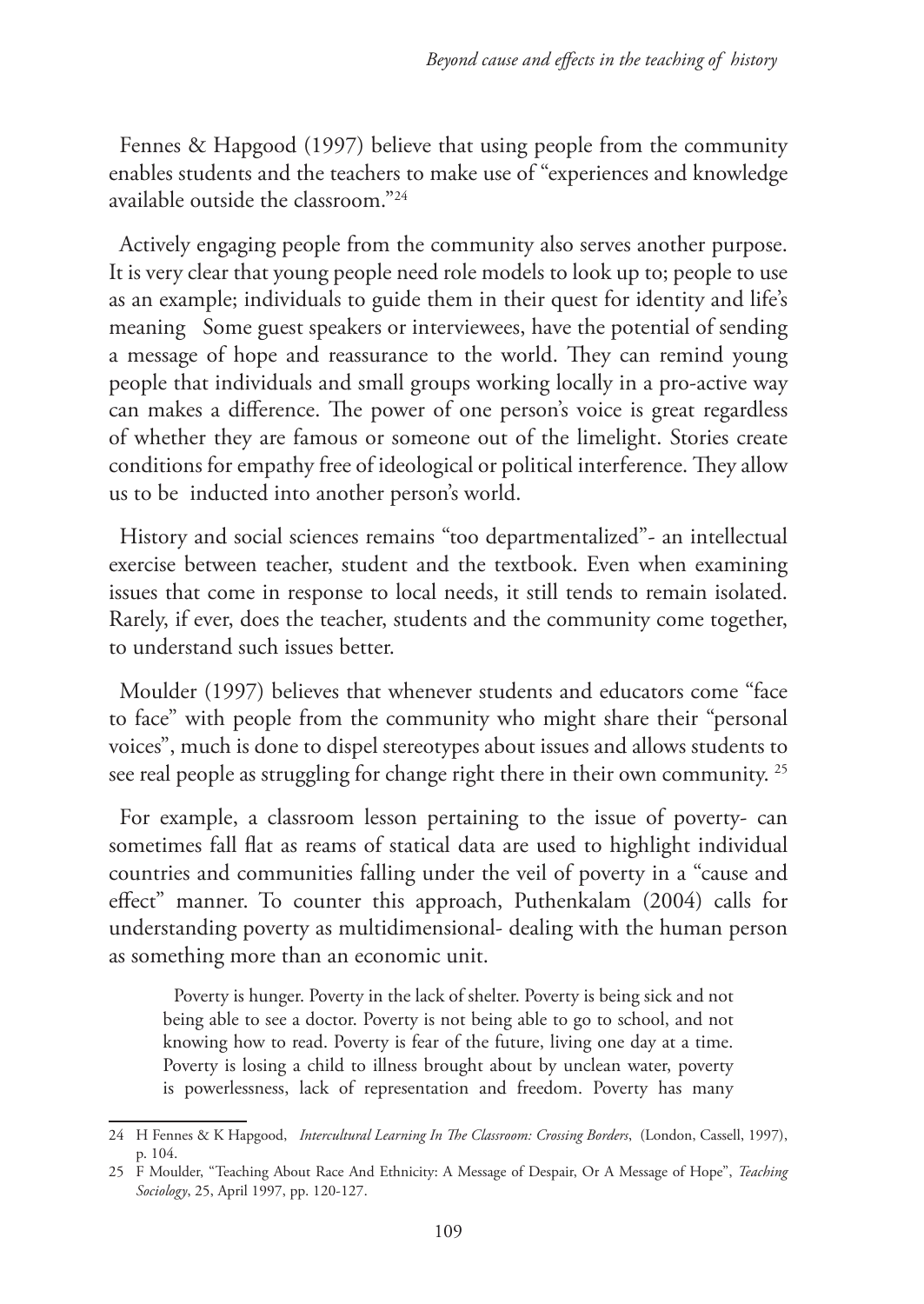Fennes & Hapgood (1997) believe that using people from the community enables students and the teachers to make use of "experiences and knowledge available outside the classroom."[24]

Actively engaging people from the community also serves another purpose. It is very clear that young people need role models to look up to; people to use as an example; individuals to guide them in their quest for identity and life's meaning Some guest speakers or interviewees, have the potential of sending a message of hope and reassurance to the world. They can remind young people that individuals and small groups working locally in a pro-active way can makes a difference. The power of one person's voice is great regardless of whether they are famous or someone out of the limelight. Stories create conditions for empathy free of ideological or political interference. They allow us to be inducted into another person's world.

History and social sciences remains "too departmentalized"- an intellectual exercise between teacher, student and the textbook. Even when examining issues that come in response to local needs, it still tends to remain isolated. Rarely, if ever, does the teacher, students and the community come together, to understand such issues better.

Moulder (1997) believes that whenever students and educators come "face to face" with people from the community who might share their "personal voices", much is done to dispel stereotypes about issues and allows students to see real people as struggling for change right there in their own community. [25]

For example, a classroom lesson pertaining to the issue of poverty- can sometimes fall flat as reams of statical data are used to highlight individual countries and communities falling under the veil of poverty in a "cause and effect" manner. To counter this approach, Puthenkalam (2004) calls for understanding poverty as multidimensional- dealing with the human person as something more than an economic unit.

> Poverty is hunger. Poverty in the lack of shelter. Poverty is being sick and not being able to see a doctor. Poverty is not being able to go to school, and not knowing how to read. Poverty is fear of the future, living one day at a time. Poverty is losing a child to illness brought about by unclean water, poverty is powerlessness, lack of representation and freedom. Poverty has many

---

24 H Fennes & K Hapgood, *Intercultural Learning In The Classroom: Crossing Borders*, (London, Cassell, 1997), p. 104.

25 F Moulder, "Teaching About Race And Ethnicity: A Message of Despair, Or A Message of Hope", *Teaching Sociology*, 25, April 1997, pp. 120-127.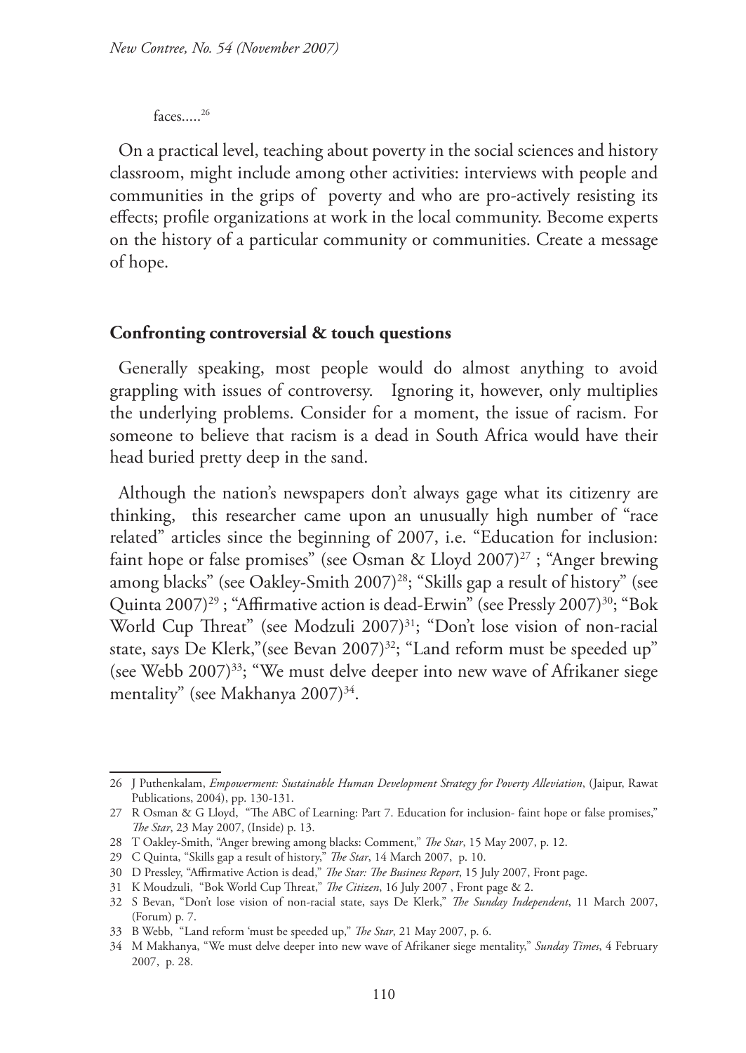faces.....[26]

On a practical level, teaching about poverty in the social sciences and history classroom, might include among other activities: interviews with people and communities in the grips of poverty and who are pro-actively resisting its effects; profile organizations at work in the local community. Become experts on the history of a particular community or communities. Create a message of hope.

## Confronting controversial & touch questions

Generally speaking, most people would do almost anything to avoid grappling with issues of controversy. Ignoring it, however, only multiplies the underlying problems. Consider for a moment, the issue of racism. For someone to believe that racism is a dead in South Africa would have their head buried pretty deep in the sand.

Although the nation's newspapers don't always gage what its citizenry are thinking, this researcher came upon an unusually high number of "race related" articles since the beginning of 2007, i.e. "Education for inclusion: faint hope or false promises" (see Osman & Lloyd 2007)[27] ; "Anger brewing among blacks" (see Oakley-Smith 2007)[28]; "Skills gap a result of history" (see Quinta 2007)[29] ; "Affirmative action is dead-Erwin" (see Pressly 2007)[30]; "Bok World Cup Threat" (see Modzuli 2007)[31]; "Don't lose vision of non-racial state, says De Klerk,"(see Bevan 2007)[32]; "Land reform must be speeded up" (see Webb 2007)[33]; "We must delve deeper into new wave of Afrikaner siege mentality" (see Makhanya 2007)[34].

---

26 J Puthenkalam, *Empowerment: Sustainable Human Development Strategy for Poverty Alleviation*, (Jaipur, Rawat Publications, 2004), pp. 130-131.

27 R Osman & G Lloyd, "The ABC of Learning: Part 7. Education for inclusion- faint hope or false promises," *The Star*, 23 May 2007, (Inside) p. 13.

28 T Oakley-Smith, "Anger brewing among blacks: Comment," *The Star*, 15 May 2007, p. 12.

29 C Quinta, "Skills gap a result of history," *The Star*, 14 March 2007, p. 10.

30 D Pressley, "Affirmative Action is dead," *The Star: The Business Report*, 15 July 2007, Front page.

31 K Moudzuli, "Bok World Cup Threat," *The Citizen*, 16 July 2007 , Front page & 2.

32 S Bevan, "Don't lose vision of non-racial state, says De Klerk," *The Sunday Independent*, 11 March 2007, (Forum) p. 7.

33 B Webb, "Land reform 'must be speeded up," *The Star*, 21 May 2007, p. 6.

34 M Makhanya, "We must delve deeper into new wave of Afrikaner siege mentality," *Sunday Times*, 4 February 2007, p. 28.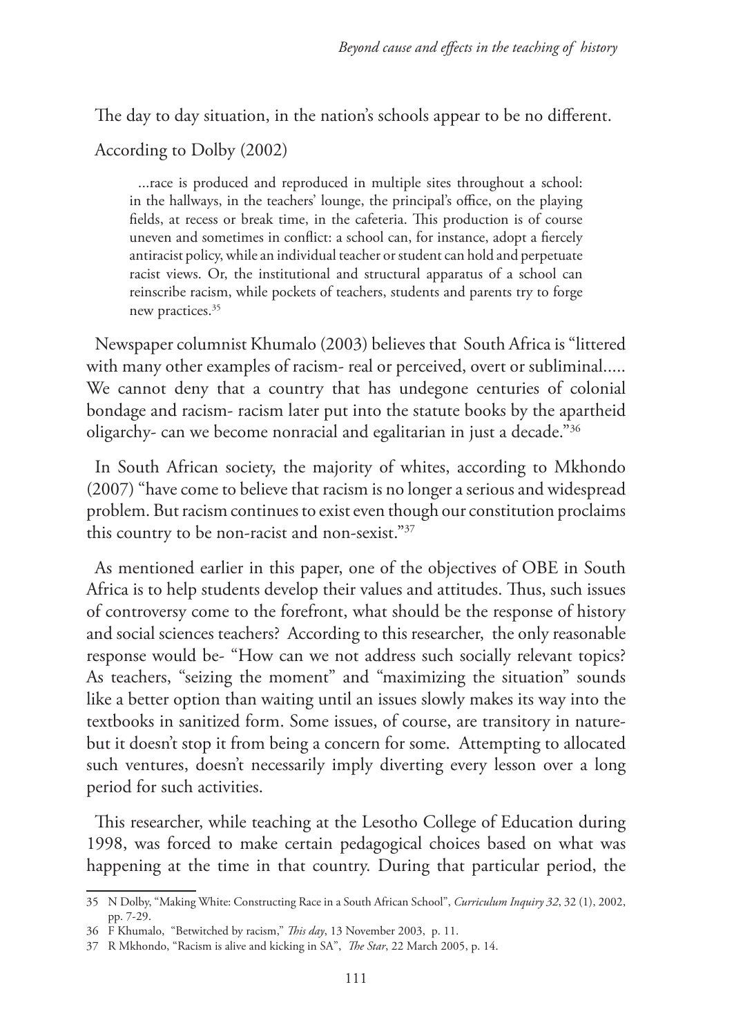The day to day situation, in the nation's schools appear to be no different.

According to Dolby (2002)

> ...race is produced and reproduced in multiple sites throughout a school: in the hallways, in the teachers' lounge, the principal's office, on the playing fields, at recess or break time, in the cafeteria. This production is of course uneven and sometimes in conflict: a school can, for instance, adopt a fiercely antiracist policy, while an individual teacher or student can hold and perpetuate racist views. Or, the institutional and structural apparatus of a school can reinscribe racism, while pockets of teachers, students and parents try to forge new practices.[35]

Newspaper columnist Khumalo (2003) believes that South Africa is "littered with many other examples of racism- real or perceived, overt or subliminal..... We cannot deny that a country that has undegone centuries of colonial bondage and racism- racism later put into the statute books by the apartheid oligarchy- can we become nonracial and egalitarian in just a decade."[36]

In South African society, the majority of whites, according to Mkhondo (2007) "have come to believe that racism is no longer a serious and widespread problem. But racism continues to exist even though our constitution proclaims this country to be non-racist and non-sexist."[37]

As mentioned earlier in this paper, one of the objectives of OBE in South Africa is to help students develop their values and attitudes. Thus, such issues of controversy come to the forefront, what should be the response of history and social sciences teachers? According to this researcher, the only reasonable response would be- "How can we not address such socially relevant topics? As teachers, "seizing the moment" and "maximizing the situation" sounds like a better option than waiting until an issues slowly makes its way into the textbooks in sanitized form. Some issues, of course, are transitory in nature- but it doesn't stop it from being a concern for some. Attempting to allocated such ventures, doesn't necessarily imply diverting every lesson over a long period for such activities.

This researcher, while teaching at the Lesotho College of Education during 1998, was forced to make certain pedagogical choices based on what was happening at the time in that country. During that particular period, the

---

35 N Dolby, "Making White: Constructing Race in a South African School", *Curriculum Inquiry 32*, 32 (1), 2002, pp. 7-29.

36 F Khumalo, "Betwitched by racism," *This day*, 13 November 2003, p. 11.

37 R Mkhondo, "Racism is alive and kicking in SA", *The Star*, 22 March 2005, p. 14.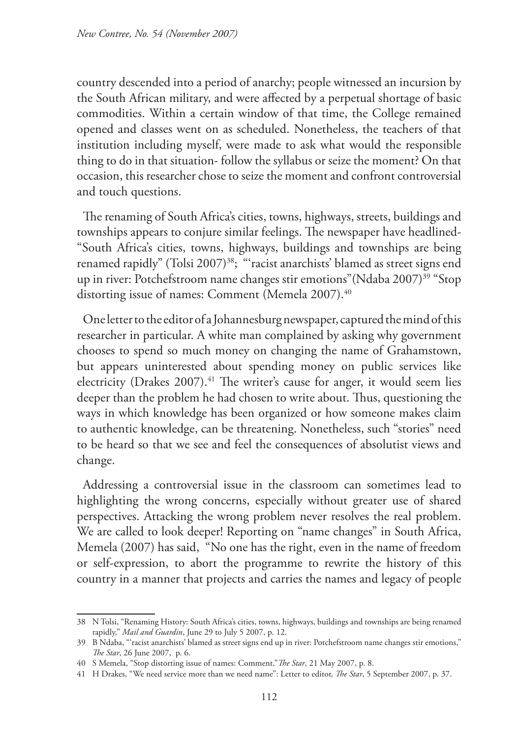country descended into a period of anarchy; people witnessed an incursion by the South African military, and were affected by a perpetual shortage of basic commodities. Within a certain window of that time, the College remained opened and classes went on as scheduled. Nonetheless, the teachers of that institution including myself, were made to ask what would the responsible thing to do in that situation- follow the syllabus or seize the moment? On that occasion, this researcher chose to seize the moment and confront controversial and touch questions.

The renaming of South Africa's cities, towns, highways, streets, buildings and townships appears to conjure similar feelings. The newspaper have headlined- "South Africa's cities, towns, highways, buildings and townships are being renamed rapidly" (Tolsi 2007)[38]; "'racist anarchists' blamed as street signs end up in river: Potchefstroom name changes stir emotions"(Ndaba 2007)[39] "Stop distorting issue of names: Comment (Memela 2007).[40]

One letter to the editor of a Johannesburg newspaper, captured the mind of this researcher in particular. A white man complained by asking why government chooses to spend so much money on changing the name of Grahamstown, but appears uninterested about spending money on public services like electricity (Drakes 2007).[41] The writer's cause for anger, it would seem lies deeper than the problem he had chosen to write about. Thus, questioning the ways in which knowledge has been organized or how someone makes claim to authentic knowledge, can be threatening. Nonetheless, such "stories" need to be heard so that we see and feel the consequences of absolutist views and change.

Addressing a controversial issue in the classroom can sometimes lead to highlighting the wrong concerns, especially without greater use of shared perspectives. Attacking the wrong problem never resolves the real problem. We are called to look deeper! Reporting on "name changes" in South Africa, Memela (2007) has said, "No one has the right, even in the name of freedom or self-expression, to abort the programme to rewrite the history of this country in a manner that projects and carries the names and legacy of people

---

38 N Tolsi, "Renaming History: South Africa's cities, towns, highways, buildings and townships are being renamed rapidly," *Mail and Guardin*, June 29 to July 5 2007, p. 12.

39 B Ndaba, "'racist anarchists' blamed as street signs end up in river: Potchefstroom name changes stir emotions," *The Star*, 26 June 2007, p. 6.

40 S Memela, "Stop distorting issue of names: Comment,"*The Star*, 21 May 2007, p. 8.

41 H Drakes, "We need service more than we need name": Letter to editor, *The Star*, 5 September 2007, p. 37.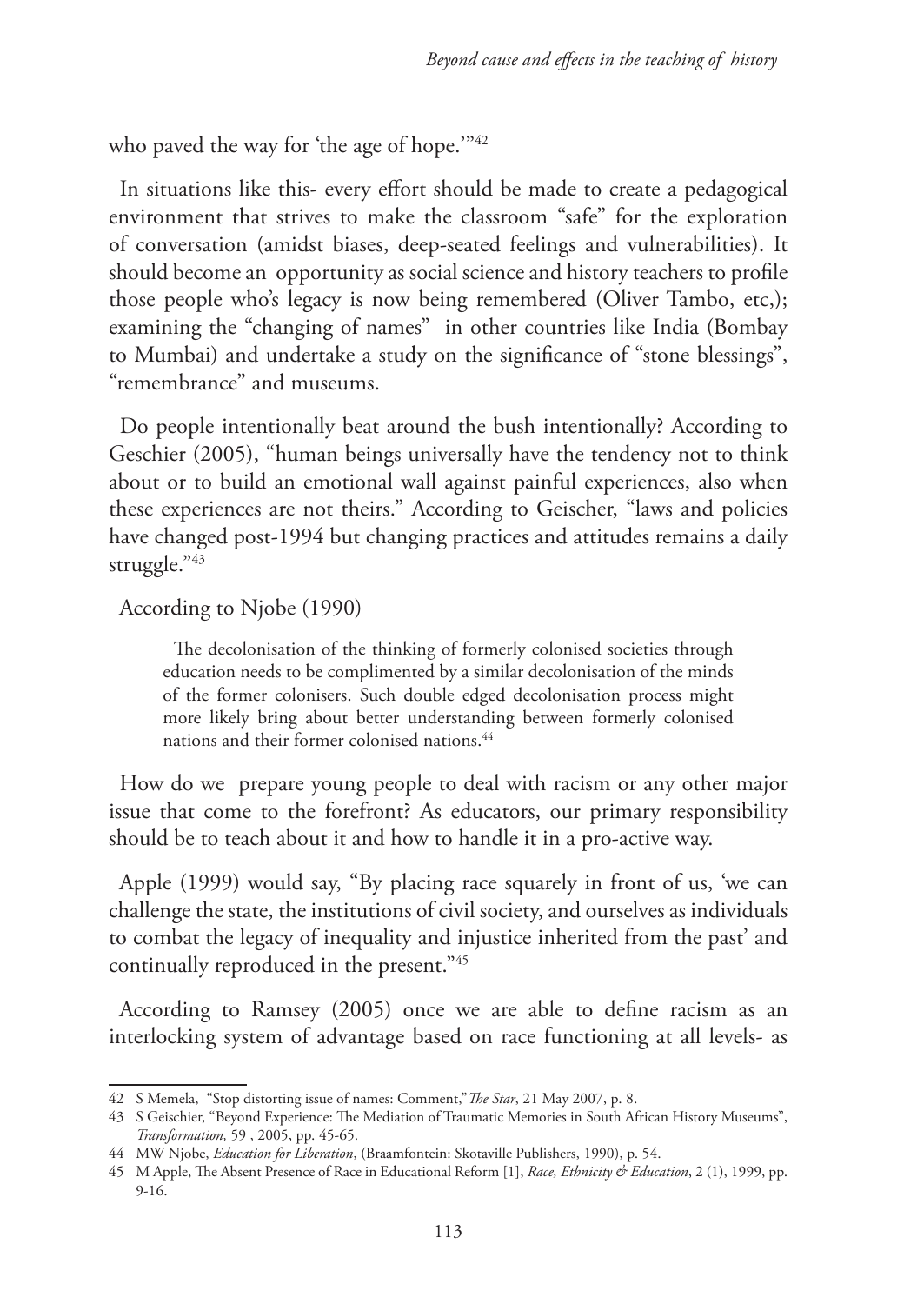who paved the way for 'the age of hope.'"[42]

In situations like this- every effort should be made to create a pedagogical environment that strives to make the classroom "safe" for the exploration of conversation (amidst biases, deep-seated feelings and vulnerabilities). It should become an opportunity as social science and history teachers to profile those people who's legacy is now being remembered (Oliver Tambo, etc,); examining the "changing of names" in other countries like India (Bombay to Mumbai) and undertake a study on the significance of "stone blessings", "remembrance" and museums.

Do people intentionally beat around the bush intentionally? According to Geschier (2005), "human beings universally have the tendency not to think about or to build an emotional wall against painful experiences, also when these experiences are not theirs." According to Geischer, "laws and policies have changed post-1994 but changing practices and attitudes remains a daily struggle."[43]

According to Njobe (1990)

> The decolonisation of the thinking of formerly colonised societies through education needs to be complimented by a similar decolonisation of the minds of the former colonisers. Such double edged decolonisation process might more likely bring about better understanding between formerly colonised nations and their former colonised nations.[44]

How do we prepare young people to deal with racism or any other major issue that come to the forefront? As educators, our primary responsibility should be to teach about it and how to handle it in a pro-active way.

Apple (1999) would say, "By placing race squarely in front of us, 'we can challenge the state, the institutions of civil society, and ourselves as individuals to combat the legacy of inequality and injustice inherited from the past' and continually reproduced in the present."[45]

According to Ramsey (2005) once we are able to define racism as an interlocking system of advantage based on race functioning at all levels- as

---

42 S Memela, "Stop distorting issue of names: Comment," *The Star*, 21 May 2007, p. 8.

43 S Geischier, "Beyond Experience: The Mediation of Traumatic Memories in South African History Museums", *Transformation,* 59 , 2005, pp. 45-65.

44 MW Njobe, *Education for Liberation*, (Braamfontein: Skotaville Publishers, 1990), p. 54.

45 M Apple, The Absent Presence of Race in Educational Reform [1], *Race, Ethnicity & Education*, 2 (1), 1999, pp. 9-16.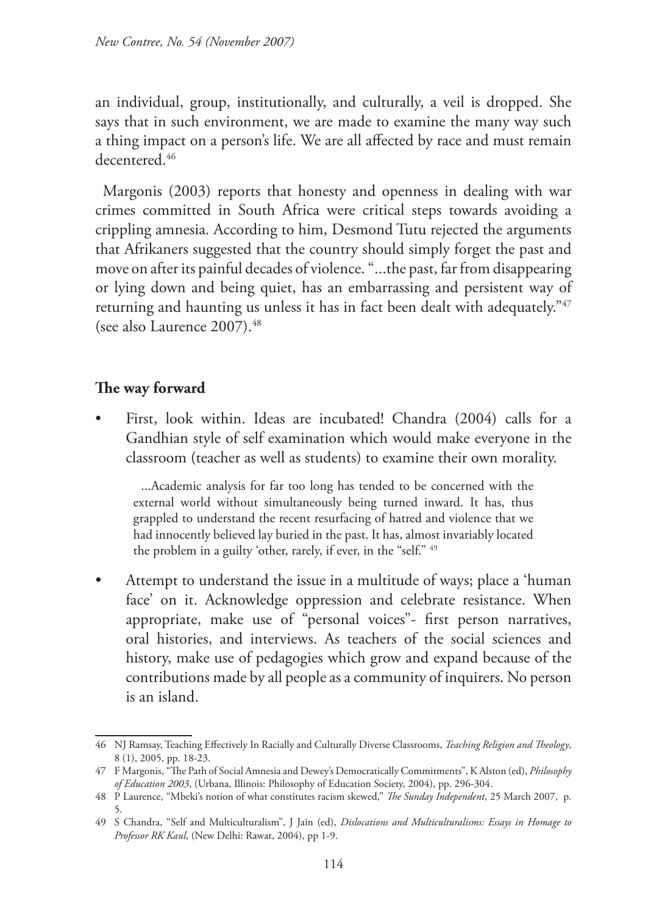an individual, group, institutionally, and culturally, a veil is dropped. She says that in such environment, we are made to examine the many way such a thing impact on a person's life. We are all affected by race and must remain decentered.[46]

Margonis (2003) reports that honesty and openness in dealing with war crimes committed in South Africa were critical steps towards avoiding a crippling amnesia. According to him, Desmond Tutu rejected the arguments that Afrikaners suggested that the country should simply forget the past and move on after its painful decades of violence. "...the past, far from disappearing or lying down and being quiet, has an embarrassing and persistent way of returning and haunting us unless it has in fact been dealt with adequately."[47] (see also Laurence 2007).[48]

## The way forward

- First, look within. Ideas are incubated! Chandra (2004) calls for a Gandhian style of self examination which would make everyone in the classroom (teacher as well as students) to examine their own morality.

  > ...Academic analysis for far too long has tended to be concerned with the external world without simultaneously being turned inward. It has, thus grappled to understand the recent resurfacing of hatred and violence that we had innocently believed lay buried in the past. It has, almost invariably located the problem in a guilty 'other, rarely, if ever, in the "self." [49]

- Attempt to understand the issue in a multitude of ways; place a 'human face' on it. Acknowledge oppression and celebrate resistance. When appropriate, make use of "personal voices"- first person narratives, oral histories, and interviews. As teachers of the social sciences and history, make use of pedagogies which grow and expand because of the contributions made by all people as a community of inquirers. No person is an island.

---

46 NJ Ramsay, Teaching Effectively In Racially and Culturally Diverse Classrooms, *Teaching Religion and Theology*, 8 (1), 2005, pp. 18-23.

47 F Margonis, "The Path of Social Amnesia and Dewey's Democratically Commitments", K Alston (ed), *Philosophy of Education 2003*, (Urbana, Illinois: Philosophy of Education Society, 2004), pp. 296-304.

48 P Laurence, "Mbeki's notion of what constitutes racism skewed," *The Sunday Independent*, 25 March 2007, p. 5.

49 S Chandra, "Self and Multiculturalism", J Jain (ed), *Dislocations and Multiculturalisms: Essays in Homage to Professor RK Kaul*, (New Delhi: Rawat, 2004), pp 1-9.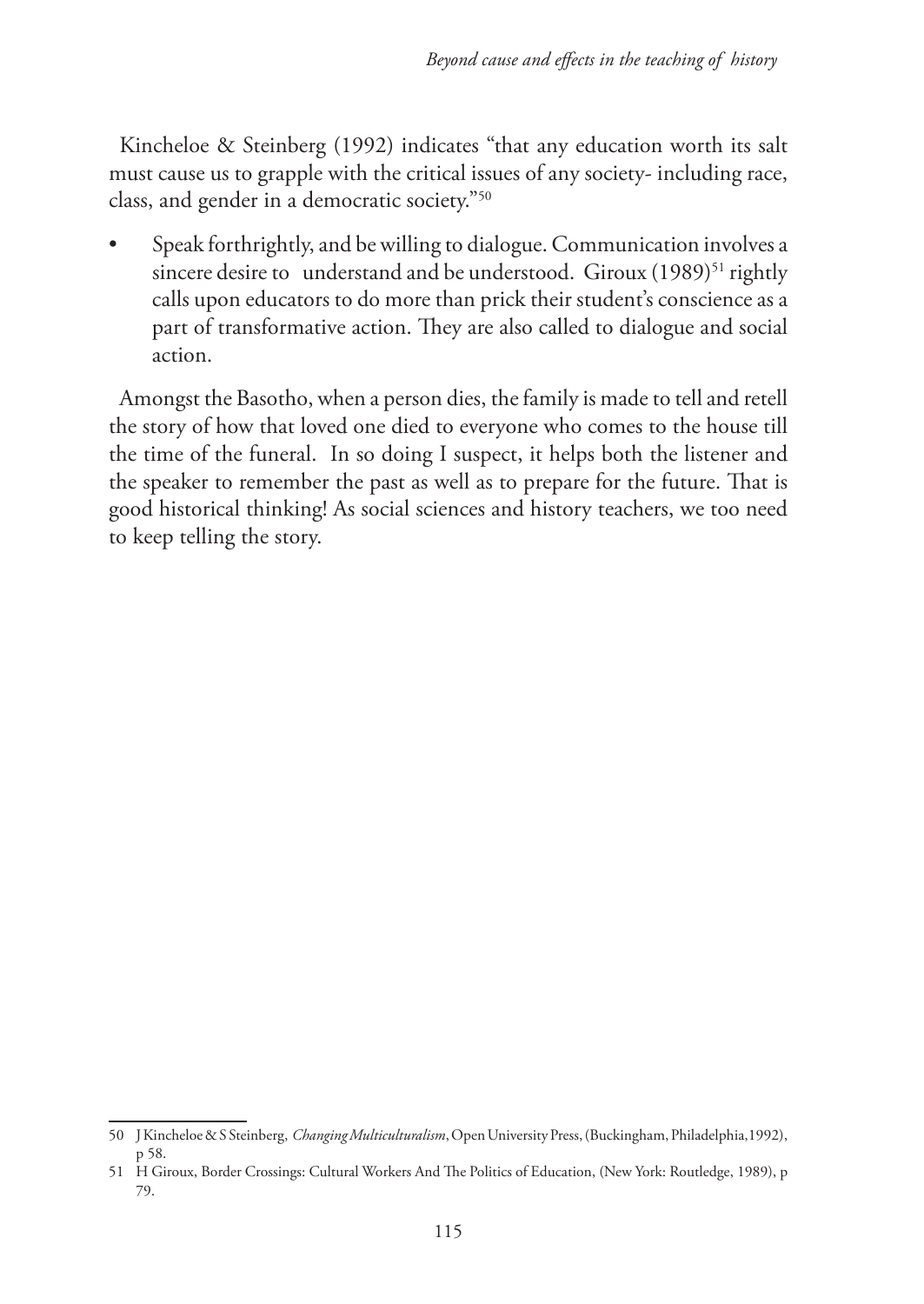Kincheloe & Steinberg (1992) indicates "that any education worth its salt must cause us to grapple with the critical issues of any society- including race, class, and gender in a democratic society."[50]

- Speak forthrightly, and be willing to dialogue. Communication involves a sincere desire to understand and be understood. Giroux (1989)[51] rightly calls upon educators to do more than prick their student's conscience as a part of transformative action. They are also called to dialogue and social action.

Amongst the Basotho, when a person dies, the family is made to tell and retell the story of how that loved one died to everyone who comes to the house till the time of the funeral. In so doing I suspect, it helps both the listener and the speaker to remember the past as well as to prepare for the future. That is good historical thinking! As social sciences and history teachers, we too need to keep telling the story.

---

50 J Kincheloe & S Steinberg, *Changing Multiculturalism*, Open University Press, (Buckingham, Philadelphia,1992), p 58.

51 H Giroux, Border Crossings: Cultural Workers And The Politics of Education, (New York: Routledge, 1989), p 79.